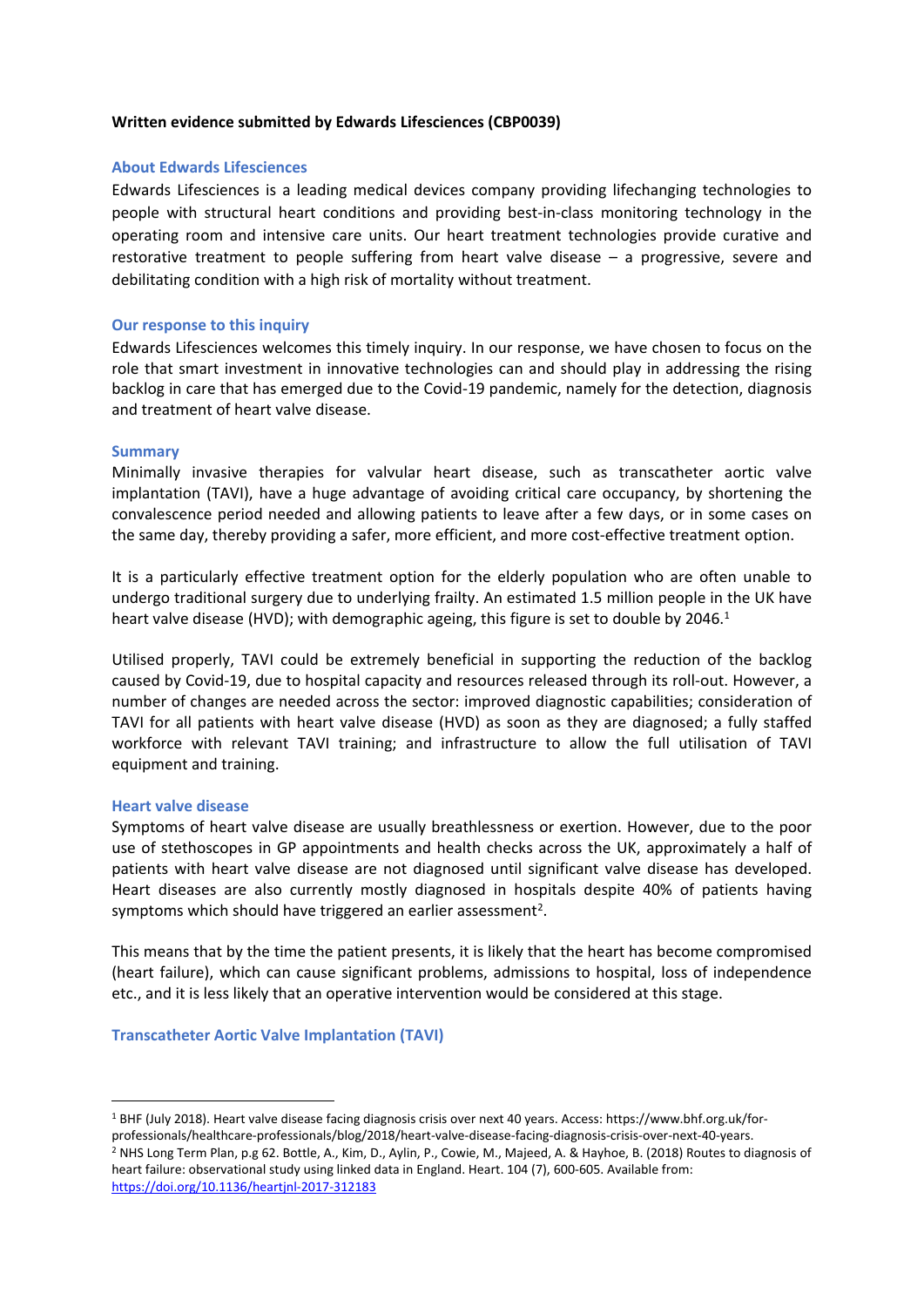**Written evidence submitted by Edwards Lifesciences (CBP0039)**

## About Edwards Lifesciences

Edwards Lifesciences is a leading medical devices company providing lifechanging technologies to people with structural heart conditions and providing best-in-class monitoring technology in the operating room and intensive care units. Our heart treatment technologies provide curative and restorative treatment to people suffering from heart valve disease – a progressive, severe and debilitating condition with a high risk of mortality without treatment.

## Our response to this inquiry

Edwards Lifesciences welcomes this timely inquiry. In our response, we have chosen to focus on the role that smart investment in innovative technologies can and should play in addressing the rising backlog in care that has emerged due to the Covid-19 pandemic, namely for the detection, diagnosis and treatment of heart valve disease.

## Summary

Minimally invasive therapies for valvular heart disease, such as transcatheter aortic valve implantation (TAVI), have a huge advantage of avoiding critical care occupancy, by shortening the convalescence period needed and allowing patients to leave after a few days, or in some cases on the same day, thereby providing a safer, more efficient, and more cost-effective treatment option.

It is a particularly effective treatment option for the elderly population who are often unable to undergo traditional surgery due to underlying frailty. An estimated 1.5 million people in the UK have heart valve disease (HVD); with demographic ageing, this figure is set to double by 2046.[1]

Utilised properly, TAVI could be extremely beneficial in supporting the reduction of the backlog caused by Covid-19, due to hospital capacity and resources released through its roll-out. However, a number of changes are needed across the sector: improved diagnostic capabilities; consideration of TAVI for all patients with heart valve disease (HVD) as soon as they are diagnosed; a fully staffed workforce with relevant TAVI training; and infrastructure to allow the full utilisation of TAVI equipment and training.

## Heart valve disease

Symptoms of heart valve disease are usually breathlessness or exertion. However, due to the poor use of stethoscopes in GP appointments and health checks across the UK, approximately a half of patients with heart valve disease are not diagnosed until significant valve disease has developed. Heart diseases are also currently mostly diagnosed in hospitals despite 40% of patients having symptoms which should have triggered an earlier assessment[2].

This means that by the time the patient presents, it is likely that the heart has become compromised (heart failure), which can cause significant problems, admissions to hospital, loss of independence etc., and it is less likely that an operative intervention would be considered at this stage.

## Transcatheter Aortic Valve Implantation (TAVI)

---

[1] BHF (July 2018). Heart valve disease facing diagnosis crisis over next 40 years. Access: https://www.bhf.org.uk/for-professionals/healthcare-professionals/blog/2018/heart-valve-disease-facing-diagnosis-crisis-over-next-40-years.

[2] NHS Long Term Plan, p.g 62. Bottle, A., Kim, D., Aylin, P., Cowie, M., Majeed, A. & Hayhoe, B. (2018) Routes to diagnosis of heart failure: observational study using linked data in England. Heart. 104 (7), 600-605. Available from: https://doi.org/10.1136/heartjnl-2017-312183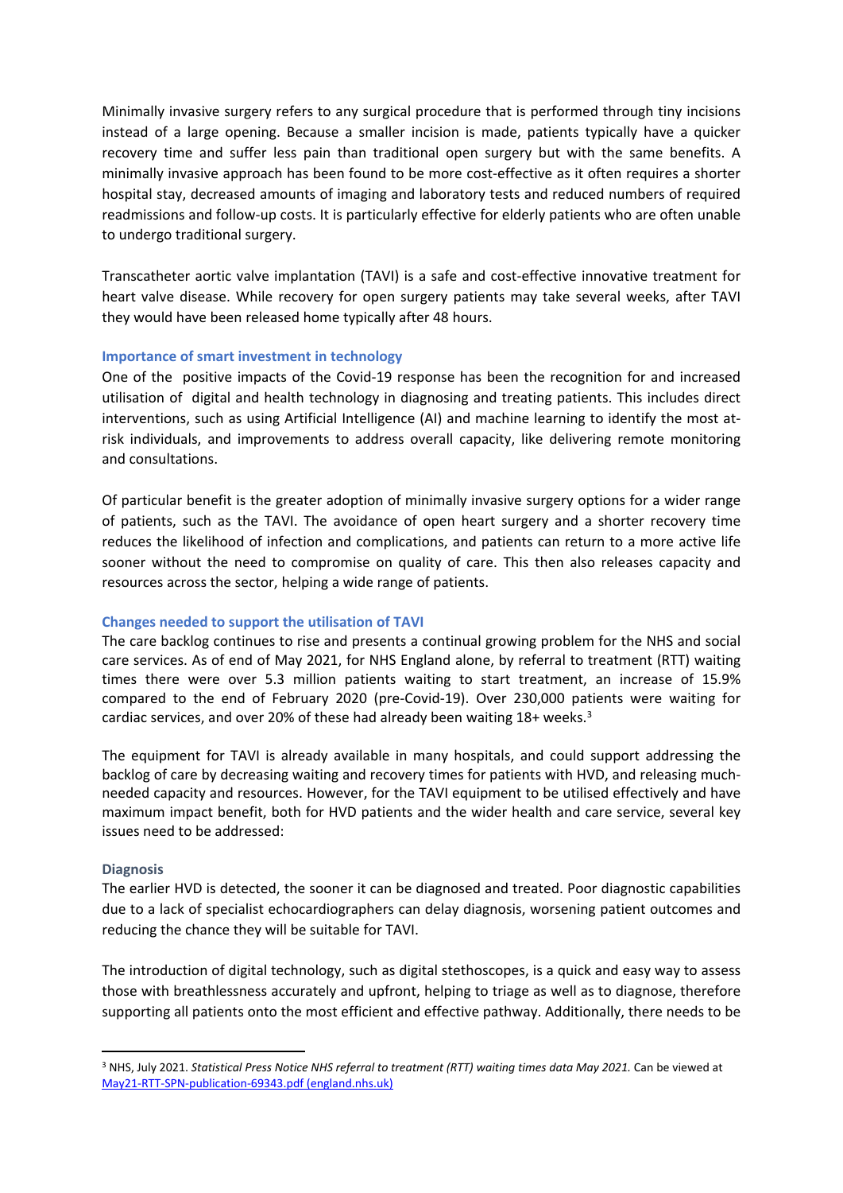Minimally invasive surgery refers to any surgical procedure that is performed through tiny incisions instead of a large opening. Because a smaller incision is made, patients typically have a quicker recovery time and suffer less pain than traditional open surgery but with the same benefits. A minimally invasive approach has been found to be more cost-effective as it often requires a shorter hospital stay, decreased amounts of imaging and laboratory tests and reduced numbers of required readmissions and follow-up costs. It is particularly effective for elderly patients who are often unable to undergo traditional surgery.

Transcatheter aortic valve implantation (TAVI) is a safe and cost-effective innovative treatment for heart valve disease. While recovery for open surgery patients may take several weeks, after TAVI they would have been released home typically after 48 hours.

### Importance of smart investment in technology

One of the positive impacts of the Covid-19 response has been the recognition for and increased utilisation of digital and health technology in diagnosing and treating patients. This includes direct interventions, such as using Artificial Intelligence (AI) and machine learning to identify the most at-risk individuals, and improvements to address overall capacity, like delivering remote monitoring and consultations.

Of particular benefit is the greater adoption of minimally invasive surgery options for a wider range of patients, such as the TAVI. The avoidance of open heart surgery and a shorter recovery time reduces the likelihood of infection and complications, and patients can return to a more active life sooner without the need to compromise on quality of care. This then also releases capacity and resources across the sector, helping a wide range of patients.

### Changes needed to support the utilisation of TAVI

The care backlog continues to rise and presents a continual growing problem for the NHS and social care services. As of end of May 2021, for NHS England alone, by referral to treatment (RTT) waiting times there were over 5.3 million patients waiting to start treatment, an increase of 15.9% compared to the end of February 2020 (pre-Covid-19). Over 230,000 patients were waiting for cardiac services, and over 20% of these had already been waiting 18+ weeks.[3]

The equipment for TAVI is already available in many hospitals, and could support addressing the backlog of care by decreasing waiting and recovery times for patients with HVD, and releasing much-needed capacity and resources. However, for the TAVI equipment to be utilised effectively and have maximum impact benefit, both for HVD patients and the wider health and care service, several key issues need to be addressed:

### Diagnosis

The earlier HVD is detected, the sooner it can be diagnosed and treated. Poor diagnostic capabilities due to a lack of specialist echocardiographers can delay diagnosis, worsening patient outcomes and reducing the chance they will be suitable for TAVI.

The introduction of digital technology, such as digital stethoscopes, is a quick and easy way to assess those with breathlessness accurately and upfront, helping to triage as well as to diagnose, therefore supporting all patients onto the most efficient and effective pathway. Additionally, there needs to be

---

[3] NHS, July 2021. *Statistical Press Notice NHS referral to treatment (RTT) waiting times data May 2021.* Can be viewed at May21-RTT-SPN-publication-69343.pdf (england.nhs.uk)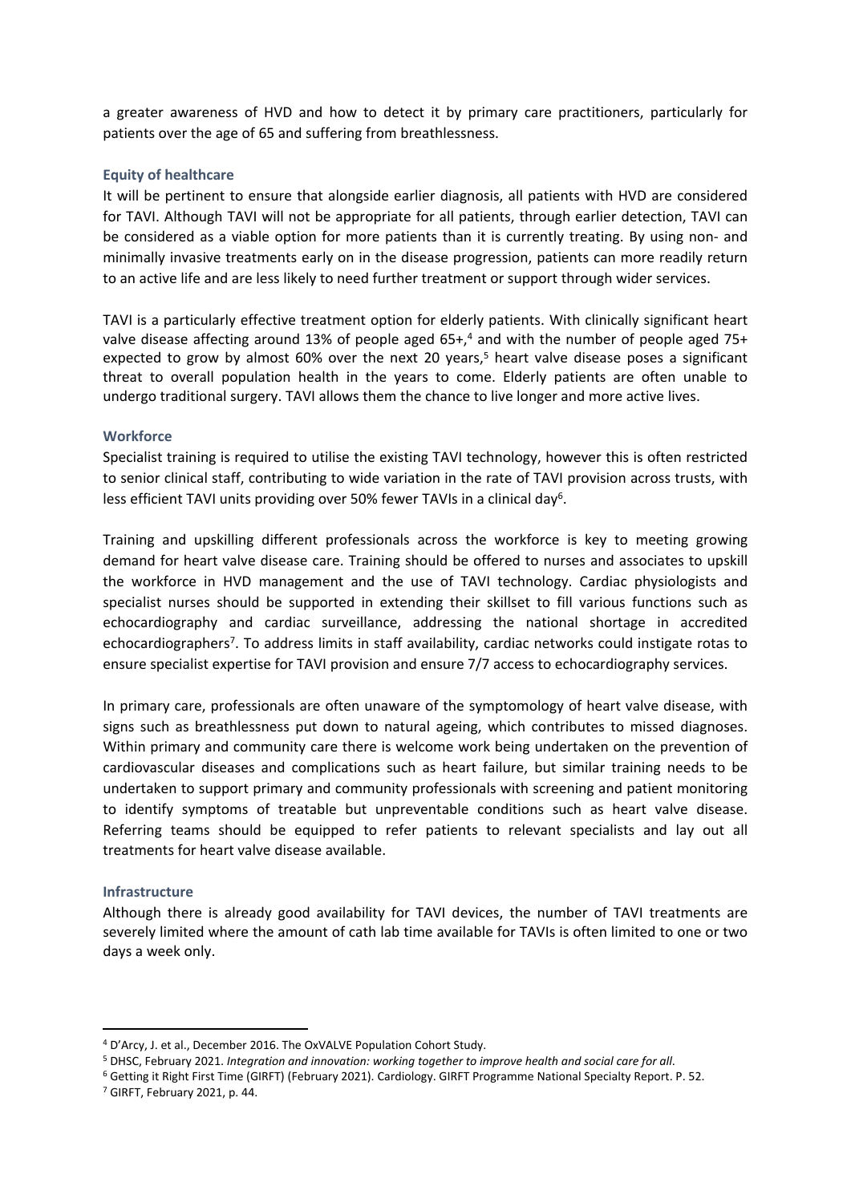a greater awareness of HVD and how to detect it by primary care practitioners, particularly for patients over the age of 65 and suffering from breathlessness.

### Equity of healthcare

It will be pertinent to ensure that alongside earlier diagnosis, all patients with HVD are considered for TAVI. Although TAVI will not be appropriate for all patients, through earlier detection, TAVI can be considered as a viable option for more patients than it is currently treating. By using non- and minimally invasive treatments early on in the disease progression, patients can more readily return to an active life and are less likely to need further treatment or support through wider services.

TAVI is a particularly effective treatment option for elderly patients. With clinically significant heart valve disease affecting around 13% of people aged 65+,[4] and with the number of people aged 75+ expected to grow by almost 60% over the next 20 years,[5] heart valve disease poses a significant threat to overall population health in the years to come. Elderly patients are often unable to undergo traditional surgery. TAVI allows them the chance to live longer and more active lives.

### Workforce

Specialist training is required to utilise the existing TAVI technology, however this is often restricted to senior clinical staff, contributing to wide variation in the rate of TAVI provision across trusts, with less efficient TAVI units providing over 50% fewer TAVIs in a clinical day[6].

Training and upskilling different professionals across the workforce is key to meeting growing demand for heart valve disease care. Training should be offered to nurses and associates to upskill the workforce in HVD management and the use of TAVI technology. Cardiac physiologists and specialist nurses should be supported in extending their skillset to fill various functions such as echocardiography and cardiac surveillance, addressing the national shortage in accredited echocardiographers[7]. To address limits in staff availability, cardiac networks could instigate rotas to ensure specialist expertise for TAVI provision and ensure 7/7 access to echocardiography services.

In primary care, professionals are often unaware of the symptomology of heart valve disease, with signs such as breathlessness put down to natural ageing, which contributes to missed diagnoses. Within primary and community care there is welcome work being undertaken on the prevention of cardiovascular diseases and complications such as heart failure, but similar training needs to be undertaken to support primary and community professionals with screening and patient monitoring to identify symptoms of treatable but unpreventable conditions such as heart valve disease. Referring teams should be equipped to refer patients to relevant specialists and lay out all treatments for heart valve disease available.

### Infrastructure

Although there is already good availability for TAVI devices, the number of TAVI treatments are severely limited where the amount of cath lab time available for TAVIs is often limited to one or two days a week only.

---

[4] D'Arcy, J. et al., December 2016. The OxVALVE Population Cohort Study.

[5] DHSC, February 2021. *Integration and innovation: working together to improve health and social care for all.*

[6] Getting it Right First Time (GIRFT) (February 2021). Cardiology. GIRFT Programme National Specialty Report. P. 52.

[7] GIRFT, February 2021, p. 44.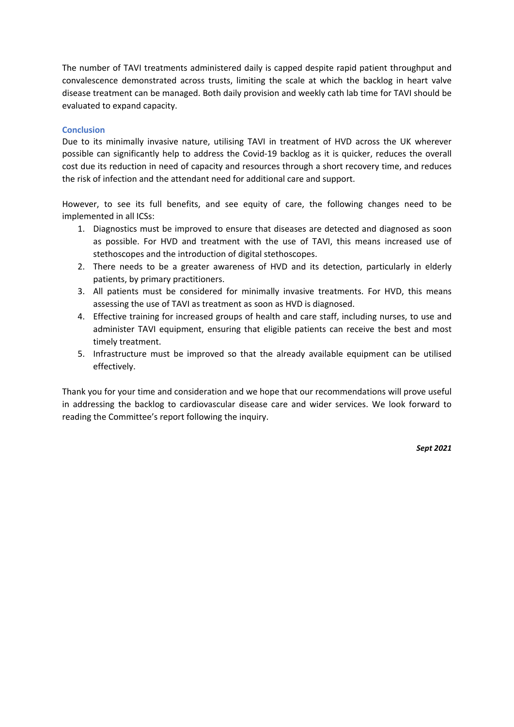The number of TAVI treatments administered daily is capped despite rapid patient throughput and convalescence demonstrated across trusts, limiting the scale at which the backlog in heart valve disease treatment can be managed. Both daily provision and weekly cath lab time for TAVI should be evaluated to expand capacity.

### Conclusion

Due to its minimally invasive nature, utilising TAVI in treatment of HVD across the UK wherever possible can significantly help to address the Covid-19 backlog as it is quicker, reduces the overall cost due its reduction in need of capacity and resources through a short recovery time, and reduces the risk of infection and the attendant need for additional care and support.

However, to see its full benefits, and see equity of care, the following changes need to be implemented in all ICSs:

1. Diagnostics must be improved to ensure that diseases are detected and diagnosed as soon as possible. For HVD and treatment with the use of TAVI, this means increased use of stethoscopes and the introduction of digital stethoscopes.
2. There needs to be a greater awareness of HVD and its detection, particularly in elderly patients, by primary practitioners.
3. All patients must be considered for minimally invasive treatments. For HVD, this means assessing the use of TAVI as treatment as soon as HVD is diagnosed.
4. Effective training for increased groups of health and care staff, including nurses, to use and administer TAVI equipment, ensuring that eligible patients can receive the best and most timely treatment.
5. Infrastructure must be improved so that the already available equipment can be utilised effectively.

Thank you for your time and consideration and we hope that our recommendations will prove useful in addressing the backlog to cardiovascular disease care and wider services. We look forward to reading the Committee's report following the inquiry.

***Sept 2021***